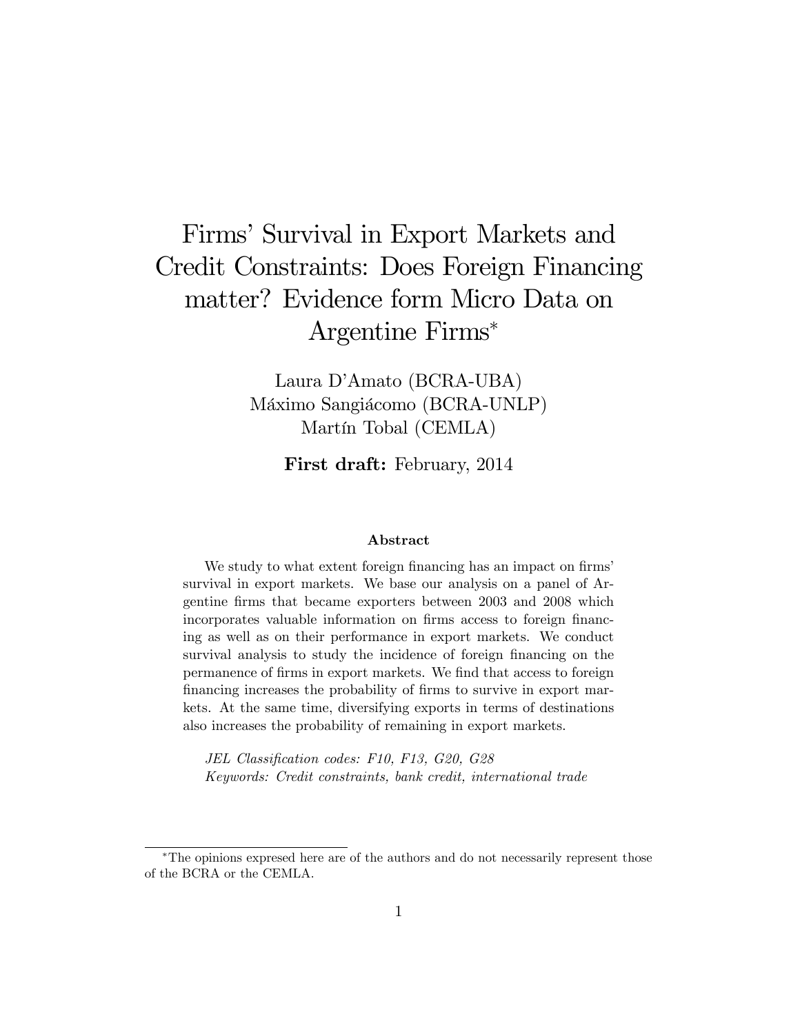# Firms' Survival in Export Markets and Credit Constraints: Does Foreign Financing matter? Evidence form Micro Data on Argentine Firms[*]

Laura D'Amato (BCRA-UBA)
Máximo Sangiácomo (BCRA-UNLP)
Martín Tobal (CEMLA)

**First draft:** February, 2014

### Abstract

We study to what extent foreign financing has an impact on firms' survival in export markets. We base our analysis on a panel of Argentine firms that became exporters between 2003 and 2008 which incorporates valuable information on firms access to foreign financing as well as on their performance in export markets. We conduct survival analysis to study the incidence of foreign financing on the permanence of firms in export markets. We find that access to foreign financing increases the probability of firms to survive in export markets. At the same time, diversifying exports in terms of destinations also increases the probability of remaining in export markets.

*JEL Classification codes: F10, F13, G20, G28*
*Keywords: Credit constraints, bank credit, international trade*

[*] The opinions expresed here are of the authors and do not necessarily represent those of the BCRA or the CEMLA.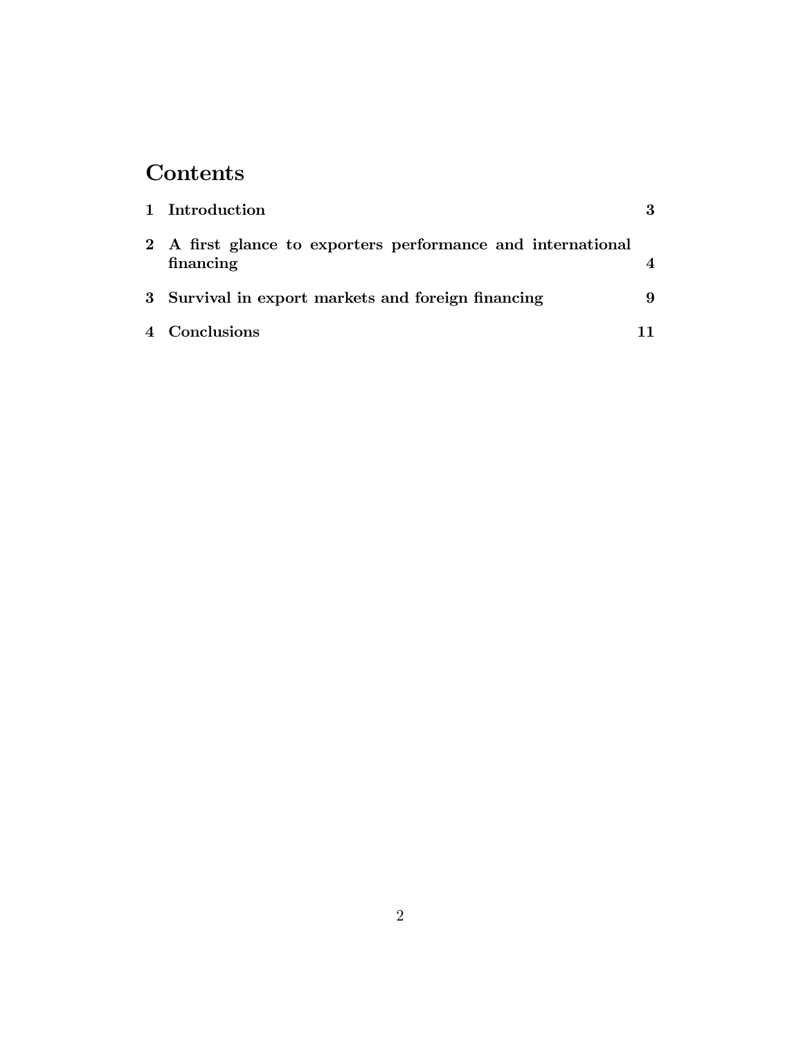# Contents

1 Introduction 3

2 A first glance to exporters performance and international financing 4

3 Survival in export markets and foreign financing 9

4 Conclusions 11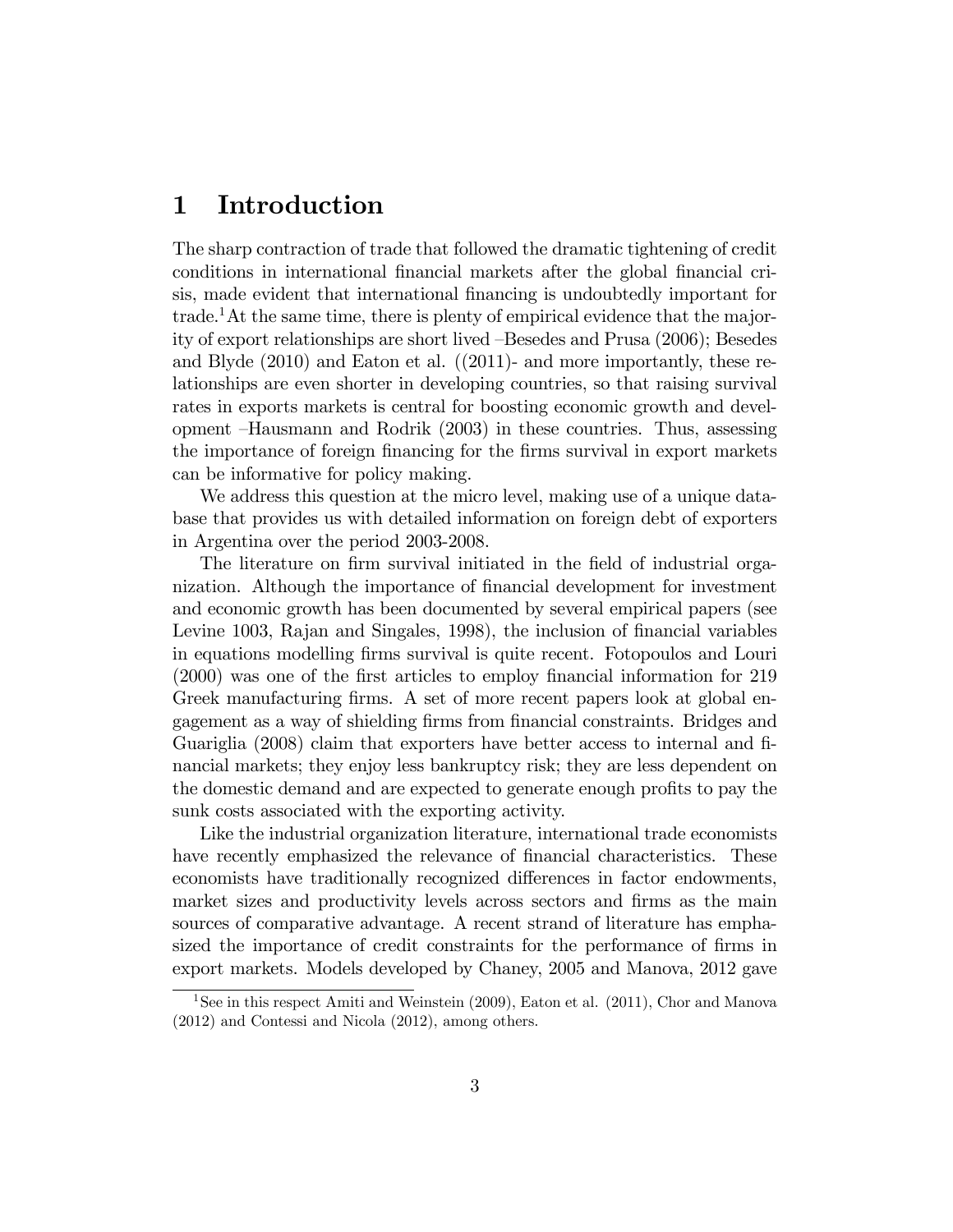# 1 Introduction

The sharp contraction of trade that followed the dramatic tightening of credit conditions in international financial markets after the global financial crisis, made evident that international financing is undoubtedly important for trade.[1] At the same time, there is plenty of empirical evidence that the majority of export relationships are short lived –Besedes and Prusa (2006); Besedes and Blyde (2010) and Eaton et al. ((2011)- and more importantly, these relationships are even shorter in developing countries, so that raising survival rates in exports markets is central for boosting economic growth and development –Hausmann and Rodrik (2003) in these countries. Thus, assessing the importance of foreign financing for the firms survival in export markets can be informative for policy making.

We address this question at the micro level, making use of a unique database that provides us with detailed information on foreign debt of exporters in Argentina over the period 2003-2008.

The literature on firm survival initiated in the field of industrial organization. Although the importance of financial development for investment and economic growth has been documented by several empirical papers (see Levine 1003, Rajan and Singales, 1998), the inclusion of financial variables in equations modelling firms survival is quite recent. Fotopoulos and Louri (2000) was one of the first articles to employ financial information for 219 Greek manufacturing firms. A set of more recent papers look at global engagement as a way of shielding firms from financial constraints. Bridges and Guariglia (2008) claim that exporters have better access to internal and financial markets; they enjoy less bankruptcy risk; they are less dependent on the domestic demand and are expected to generate enough profits to pay the sunk costs associated with the exporting activity.

Like the industrial organization literature, international trade economists have recently emphasized the relevance of financial characteristics. These economists have traditionally recognized differences in factor endowments, market sizes and productivity levels across sectors and firms as the main sources of comparative advantage. A recent strand of literature has emphasized the importance of credit constraints for the performance of firms in export markets. Models developed by Chaney, 2005 and Manova, 2012 gave

[1] See in this respect Amiti and Weinstein (2009), Eaton et al. (2011), Chor and Manova (2012) and Contessi and Nicola (2012), among others.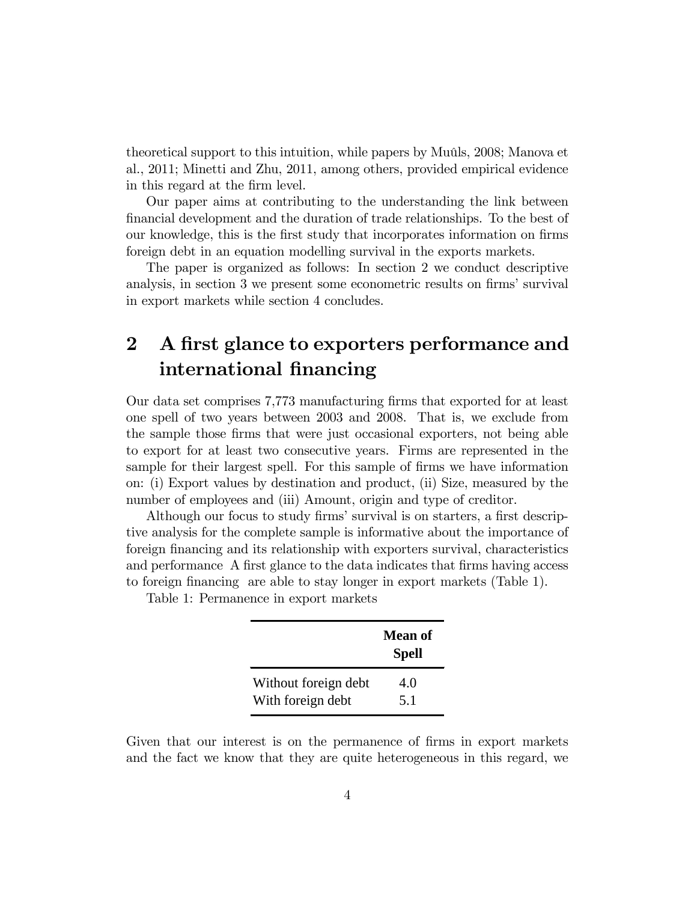theoretical support to this intuition, while papers by Muûls, 2008; Manova et al., 2011; Minetti and Zhu, 2011, among others, provided empirical evidence in this regard at the firm level.

Our paper aims at contributing to the understanding the link between financial development and the duration of trade relationships. To the best of our knowledge, this is the first study that incorporates information on firms foreign debt in an equation modelling survival in the exports markets.

The paper is organized as follows: In section 2 we conduct descriptive analysis, in section 3 we present some econometric results on firms' survival in export markets while section 4 concludes.

## 2 A first glance to exporters performance and international financing

Our data set comprises 7,773 manufacturing firms that exported for at least one spell of two years between 2003 and 2008. That is, we exclude from the sample those firms that were just occasional exporters, not being able to export for at least two consecutive years. Firms are represented in the sample for their largest spell. For this sample of firms we have information on: (i) Export values by destination and product, (ii) Size, measured by the number of employees and (iii) Amount, origin and type of creditor.

Although our focus to study firms' survival is on starters, a first descriptive analysis for the complete sample is informative about the importance of foreign financing and its relationship with exporters survival, characteristics and performance A first glance to the data indicates that firms having access to foreign financing are able to stay longer in export markets (Table 1).

Table 1: Permanence in export markets

| | **Mean of Spell** |
|---|---|
| Without foreign debt | 4.0 |
| With foreign debt | 5.1 |

Given that our interest is on the permanence of firms in export markets and the fact we know that they are quite heterogeneous in this regard, we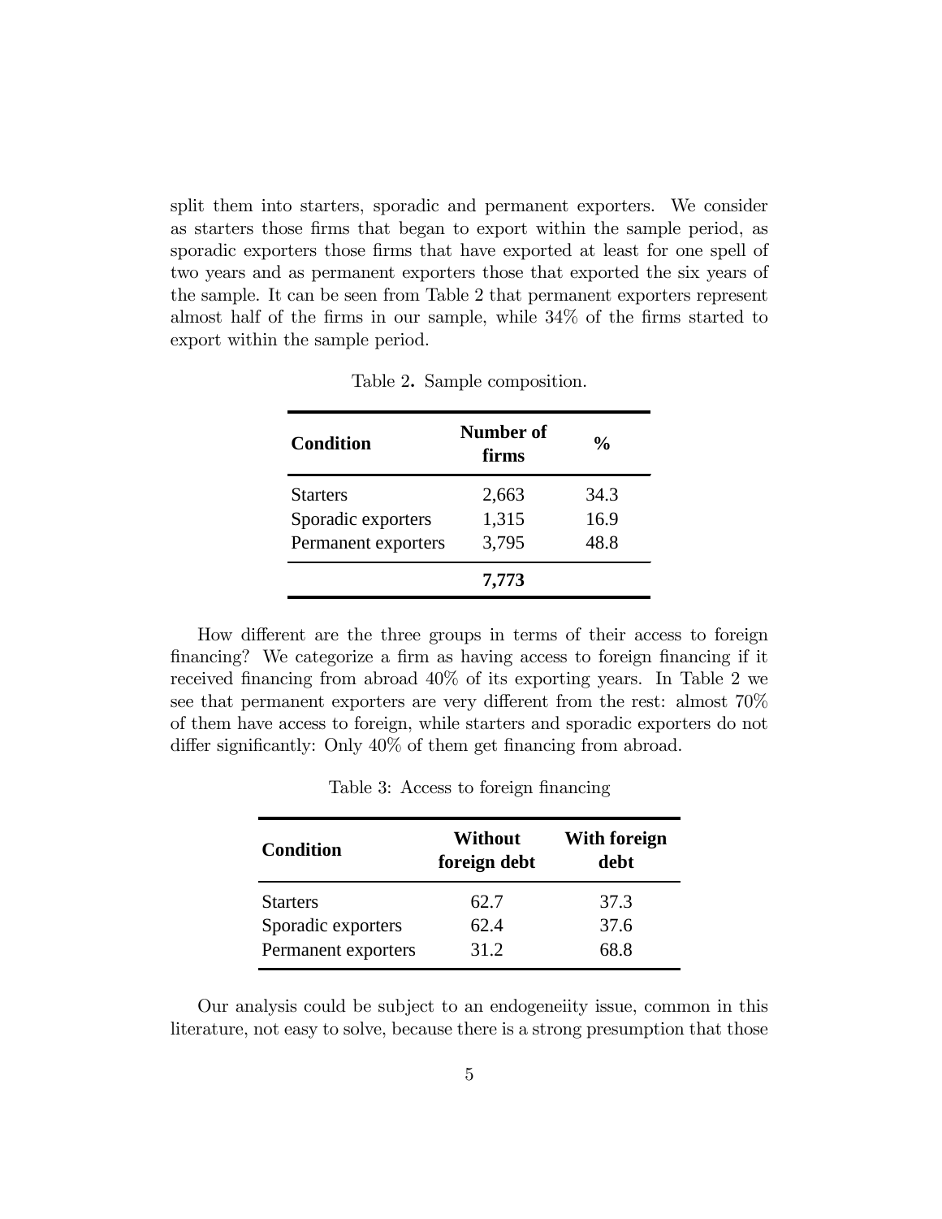split them into starters, sporadic and permanent exporters. We consider as starters those firms that began to export within the sample period, as sporadic exporters those firms that have exported at least for one spell of two years and as permanent exporters those that exported the six years of the sample. It can be seen from Table 2 that permanent exporters represent almost half of the firms in our sample, while 34% of the firms started to export within the sample period.

Table 2**.** Sample composition.

| **Condition** | **Number of firms** | **%** |
|---|---|---|
| Starters | 2,663 | 34.3 |
| Sporadic exporters | 1,315 | 16.9 |
| Permanent exporters | 3,795 | 48.8 |
| | **7,773** | |

How different are the three groups in terms of their access to foreign financing? We categorize a firm as having access to foreign financing if it received financing from abroad 40% of its exporting years. In Table 2 we see that permanent exporters are very different from the rest: almost 70% of them have access to foreign, while starters and sporadic exporters do not differ significantly: Only 40% of them get financing from abroad.

Table 3: Access to foreign financing

| **Condition** | **Without foreign debt** | **With foreign debt** |
|---|---|---|
| Starters | 62.7 | 37.3 |
| Sporadic exporters | 62.4 | 37.6 |
| Permanent exporters | 31.2 | 68.8 |

Our analysis could be subject to an endogeneiity issue, common in this literature, not easy to solve, because there is a strong presumption that those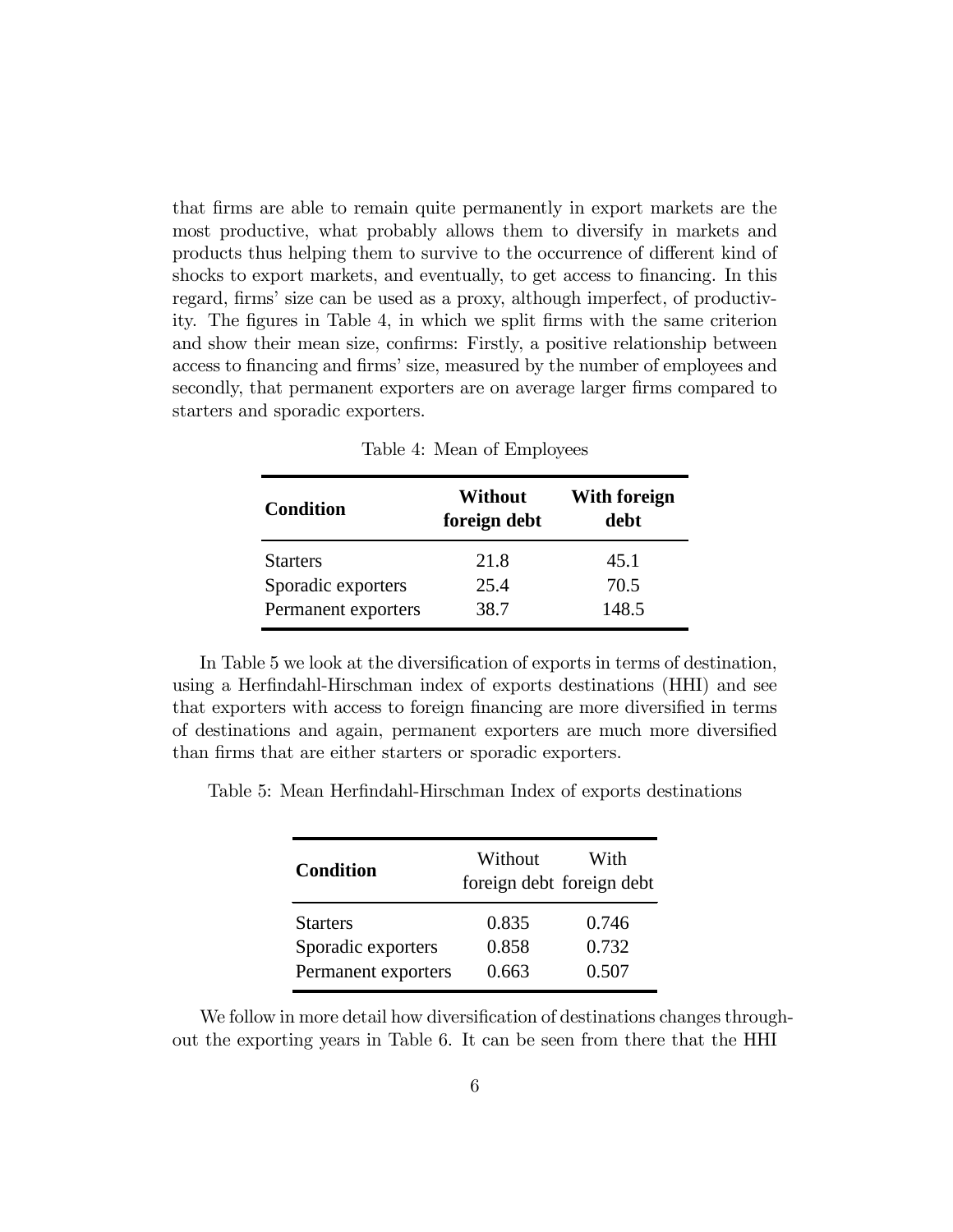that firms are able to remain quite permanently in export markets are the most productive, what probably allows them to diversify in markets and products thus helping them to survive to the occurrence of different kind of shocks to export markets, and eventually, to get access to financing. In this regard, firms' size can be used as a proxy, although imperfect, of productivity. The figures in Table 4, in which we split firms with the same criterion and show their mean size, confirms: Firstly, a positive relationship between access to financing and firms' size, measured by the number of employees and secondly, that permanent exporters are on average larger firms compared to starters and sporadic exporters.

Table 4: Mean of Employees

| **Condition** | **Without foreign debt** | **With foreign debt** |
|---|---|---|
| Starters | 21.8 | 45.1 |
| Sporadic exporters | 25.4 | 70.5 |
| Permanent exporters | 38.7 | 148.5 |

In Table 5 we look at the diversification of exports in terms of destination, using a Herfindahl-Hirschman index of exports destinations (HHI) and see that exporters with access to foreign financing are more diversified in terms of destinations and again, permanent exporters are much more diversified than firms that are either starters or sporadic exporters.

Table 5: Mean Herfindahl-Hirschman Index of exports destinations

| **Condition** | Without foreign debt | With foreign debt |
|---|---|---|
| Starters | 0.835 | 0.746 |
| Sporadic exporters | 0.858 | 0.732 |
| Permanent exporters | 0.663 | 0.507 |

We follow in more detail how diversification of destinations changes throughout the exporting years in Table 6. It can be seen from there that the HHI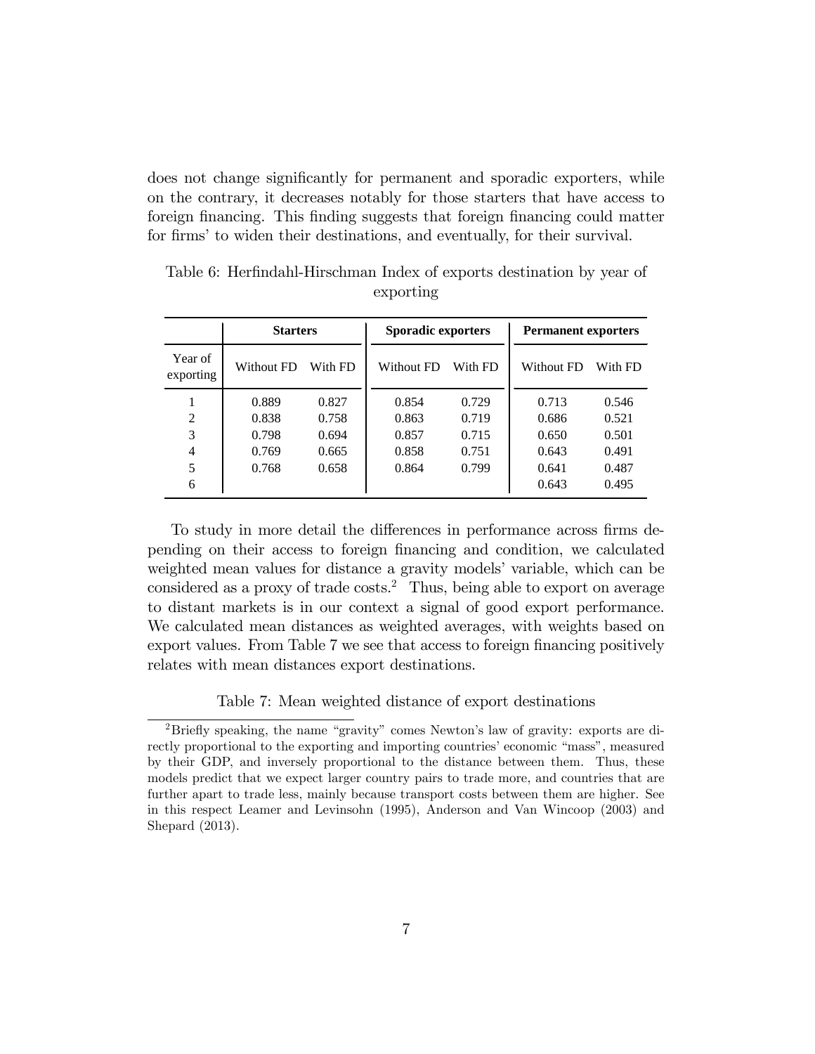does not change significantly for permanent and sporadic exporters, while on the contrary, it decreases notably for those starters that have access to foreign financing. This finding suggests that foreign financing could matter for firms' to widen their destinations, and eventually, for their survival.

Table 6: Herfindahl-Hirschman Index of exports destination by year of exporting

| | **Starters** | | **Sporadic exporters** | | **Permanent exporters** | |
|---|---|---|---|---|---|---|
| Year of exporting | Without FD | With FD | Without FD | With FD | Without FD | With FD |
| 1 | 0.889 | 0.827 | 0.854 | 0.729 | 0.713 | 0.546 |
| 2 | 0.838 | 0.758 | 0.863 | 0.719 | 0.686 | 0.521 |
| 3 | 0.798 | 0.694 | 0.857 | 0.715 | 0.650 | 0.501 |
| 4 | 0.769 | 0.665 | 0.858 | 0.751 | 0.643 | 0.491 |
| 5 | 0.768 | 0.658 | 0.864 | 0.799 | 0.641 | 0.487 |
| 6 | | | | | 0.643 | 0.495 |

To study in more detail the differences in performance across firms depending on their access to foreign financing and condition, we calculated weighted mean values for distance a gravity models' variable, which can be considered as a proxy of trade costs.[2] Thus, being able to export on average to distant markets is in our context a signal of good export performance. We calculated mean distances as weighted averages, with weights based on export values. From Table 7 we see that access to foreign financing positively relates with mean distances export destinations.

Table 7: Mean weighted distance of export destinations

[2] Briefly speaking, the name "gravity" comes Newton's law of gravity: exports are directly proportional to the exporting and importing countries' economic "mass", measured by their GDP, and inversely proportional to the distance between them. Thus, these models predict that we expect larger country pairs to trade more, and countries that are further apart to trade less, mainly because transport costs between them are higher. See in this respect Leamer and Levinsohn (1995), Anderson and Van Wincoop (2003) and Shepard (2013).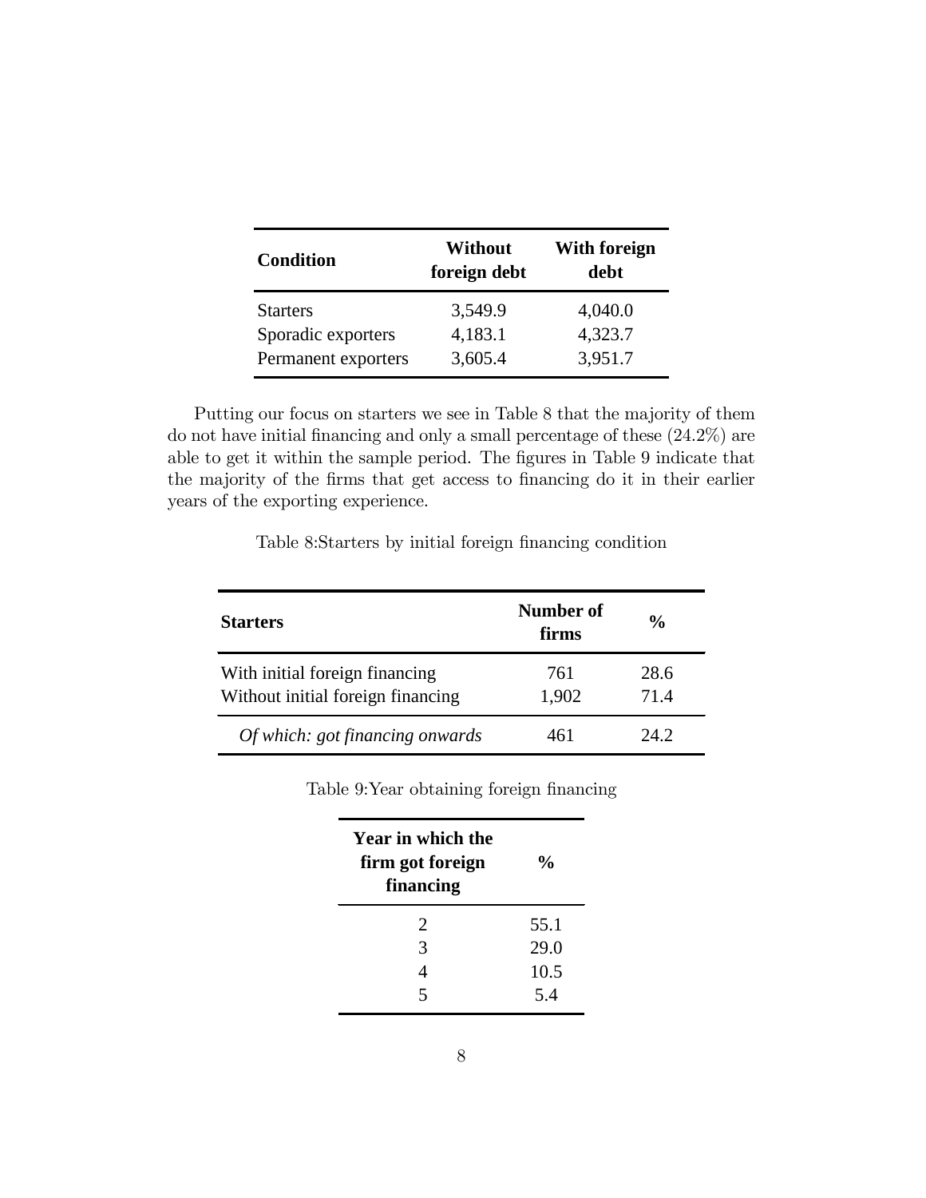| Condition | Without foreign debt | With foreign debt |
|---|---|---|
| Starters | 3,549.9 | 4,040.0 |
| Sporadic exporters | 4,183.1 | 4,323.7 |
| Permanent exporters | 3,605.4 | 3,951.7 |

Putting our focus on starters we see in Table 8 that the majority of them do not have initial financing and only a small percentage of these (24.2%) are able to get it within the sample period. The figures in Table 9 indicate that the majority of the firms that get access to financing do it in their earlier years of the exporting experience.

Table 8:Starters by initial foreign financing condition

| Starters | Number of firms | % |
|---|---|---|
| With initial foreign financing | 761 | 28.6 |
| Without initial foreign financing | 1,902 | 71.4 |
| *Of which: got financing onwards* | 461 | 24.2 |

Table 9:Year obtaining foreign financing

| Year in which the firm got foreign financing | % |
|---|---|
| 2 | 55.1 |
| 3 | 29.0 |
| 4 | 10.5 |
| 5 | 5.4 |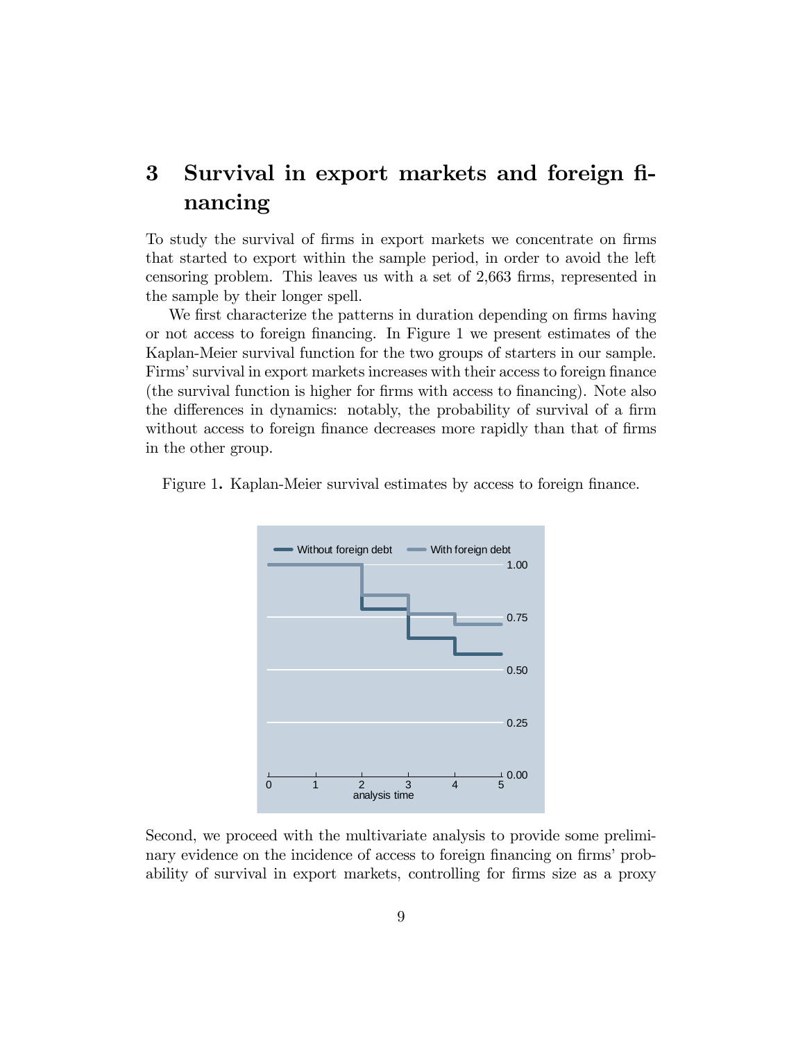# 3 Survival in export markets and foreign financing

To study the survival of firms in export markets we concentrate on firms that started to export within the sample period, in order to avoid the left censoring problem. This leaves us with a set of 2,663 firms, represented in the sample by their longer spell.

We first characterize the patterns in duration depending on firms having or not access to foreign financing. In Figure 1 we present estimates of the Kaplan-Meier survival function for the two groups of starters in our sample. Firms' survival in export markets increases with their access to foreign finance (the survival function is higher for firms with access to financing). Note also the differences in dynamics: notably, the probability of survival of a firm without access to foreign finance decreases more rapidly than that of firms in the other group.

Figure 1**.** Kaplan-Meier survival estimates by access to foreign finance.

Second, we proceed with the multivariate analysis to provide some preliminary evidence on the incidence of access to foreign financing on firms' probability of survival in export markets, controlling for firms size as a proxy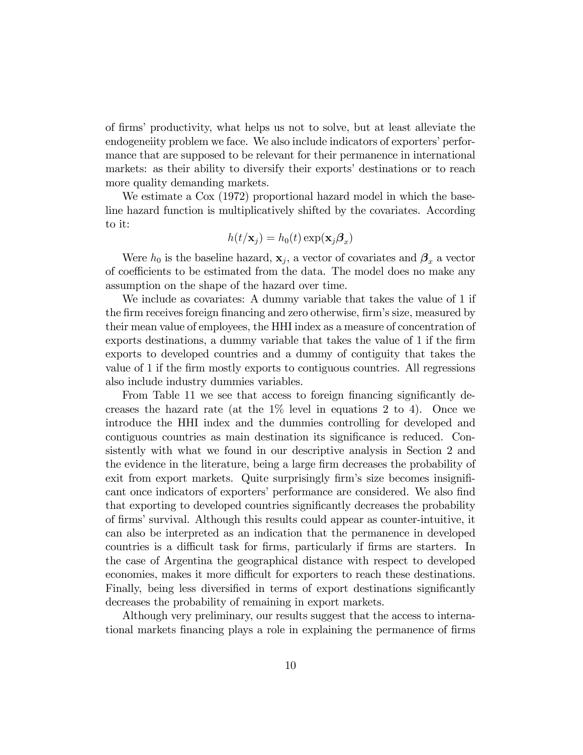of firms' productivity, what helps us not to solve, but at least alleviate the endogeneiity problem we face. We also include indicators of exporters' performance that are supposed to be relevant for their permanence in international markets: as their ability to diversify their exports' destinations or to reach more quality demanding markets.

We estimate a Cox (1972) proportional hazard model in which the baseline hazard function is multiplicatively shifted by the covariates. According to it:

$$h(t/\mathbf{x}_j) = h_0(t)\exp(\mathbf{x}_j\boldsymbol{\beta}_x)$$

Were $h_0$ is the baseline hazard, $\mathbf{x}_j$, a vector of covariates and $\boldsymbol{\beta}_x$ a vector of coefficients to be estimated from the data. The model does no make any assumption on the shape of the hazard over time.

We include as covariates: A dummy variable that takes the value of 1 if the firm receives foreign financing and zero otherwise, firm's size, measured by their mean value of employees, the HHI index as a measure of concentration of exports destinations, a dummy variable that takes the value of 1 if the firm exports to developed countries and a dummy of contiguity that takes the value of 1 if the firm mostly exports to contiguous countries. All regressions also include industry dummies variables.

From Table 11 we see that access to foreign financing significantly decreases the hazard rate (at the 1% level in equations 2 to 4). Once we introduce the HHI index and the dummies controlling for developed and contiguous countries as main destination its significance is reduced. Consistently with what we found in our descriptive analysis in Section 2 and the evidence in the literature, being a large firm decreases the probability of exit from export markets. Quite surprisingly firm's size becomes insignificant once indicators of exporters' performance are considered. We also find that exporting to developed countries significantly decreases the probability of firms' survival. Although this results could appear as counter-intuitive, it can also be interpreted as an indication that the permanence in developed countries is a difficult task for firms, particularly if firms are starters. In the case of Argentina the geographical distance with respect to developed economies, makes it more difficult for exporters to reach these destinations. Finally, being less diversified in terms of export destinations significantly decreases the probability of remaining in export markets.

Although very preliminary, our results suggest that the access to international markets financing plays a role in explaining the permanence of firms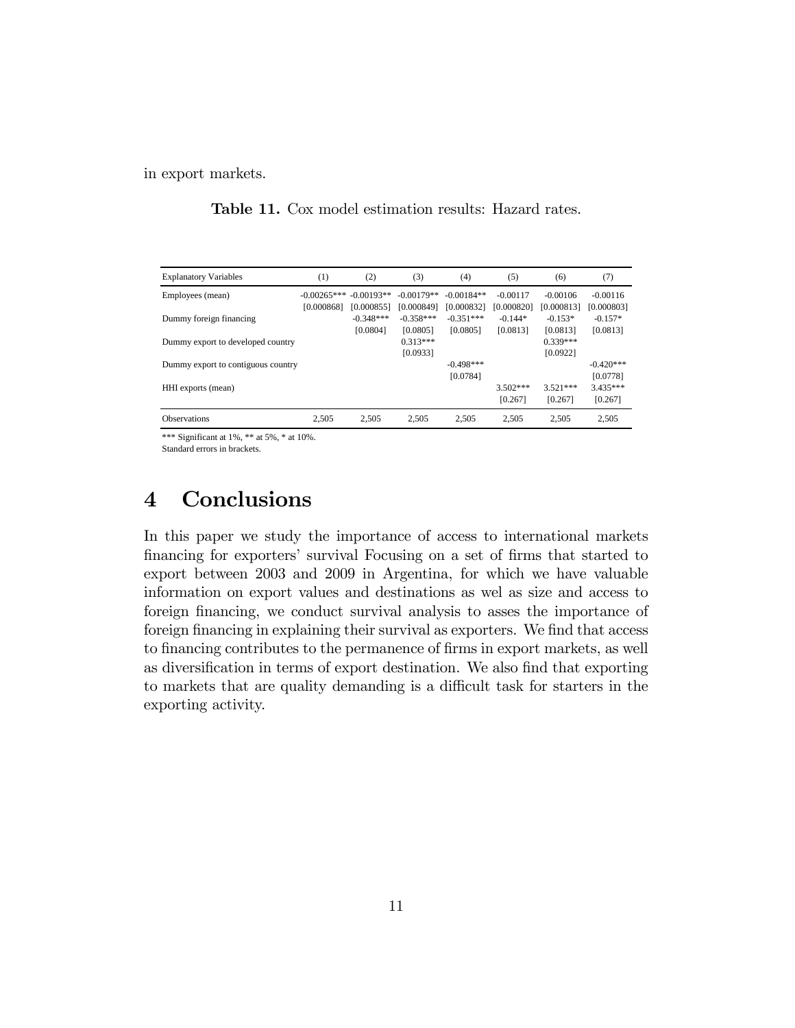in export markets.

**Table 11.** Cox model estimation results: Hazard rates.

| Explanatory Variables | (1) | (2) | (3) | (4) | (5) | (6) | (7) |
|---|---|---|---|---|---|---|---|
| Employees (mean) | -0.00265*** | -0.00193** | -0.00179** | -0.00184** | -0.00117 | -0.00106 | -0.00116 |
| | [0.000868] | [0.000855] | [0.000849] | [0.000832] | [0.000820] | [0.000813] | [0.000803] |
| Dummy foreign financing | | -0.348*** | -0.358*** | -0.351*** | -0.144* | -0.153* | -0.157* |
| | | [0.0804] | [0.0805] | [0.0805] | [0.0813] | [0.0813] | [0.0813] |
| Dummy export to developed country | | | 0.313*** | | | 0.339*** | |
| | | | [0.0933] | | | [0.0922] | |
| Dummy export to contiguous country | | | | -0.498*** | | | -0.420*** |
| | | | | [0.0784] | | | [0.0778] |
| HHI exports (mean) | | | | | 3.502*** | 3.521*** | 3.435*** |
| | | | | | [0.267] | [0.267] | [0.267] |
| Observations | 2,505 | 2,505 | 2,505 | 2,505 | 2,505 | 2,505 | 2,505 |

*** Significant at 1%, ** at 5%, * at 10%.
Standard errors in brackets.

# 4 Conclusions

In this paper we study the importance of access to international markets financing for exporters' survival Focusing on a set of firms that started to export between 2003 and 2009 in Argentina, for which we have valuable information on export values and destinations as wel as size and access to foreign financing, we conduct survival analysis to asses the importance of foreign financing in explaining their survival as exporters. We find that access to financing contributes to the permanence of firms in export markets, as well as diversification in terms of export destination. We also find that exporting to markets that are quality demanding is a difficult task for starters in the exporting activity.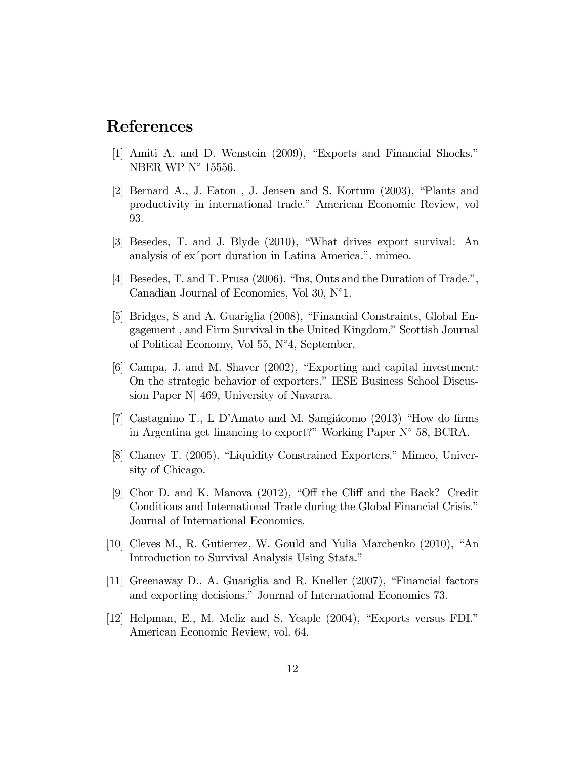## References

[1] Amiti A. and D. Wenstein (2009), "Exports and Financial Shocks." NBER WP N° 15556.

[2] Bernard A., J. Eaton , J. Jensen and S. Kortum (2003), "Plants and productivity in international trade." American Economic Review, vol 93.

[3] Besedes, T. and J. Blyde (2010), "What drives export survival: An analysis of ex´port duration in Latina America.", mimeo.

[4] Besedes, T. and T. Prusa (2006), "Ins, Outs and the Duration of Trade.", Canadian Journal of Economics, Vol 30, N°1.

[5] Bridges, S and A. Guariglia (2008), "Financial Constraints, Global Engagement , and Firm Survival in the United Kingdom." Scottish Journal of Political Economy, Vol 55, N°4, September.

[6] Campa, J. and M. Shaver (2002), "Exporting and capital investment: On the strategic behavior of exporters." IESE Business School Discussion Paper N| 469, University of Navarra.

[7] Castagnino T., L D'Amato and M. Sangiácomo (2013) "How do firms in Argentina get financing to export?" Working Paper N° 58, BCRA.

[8] Chaney T. (2005). "Liquidity Constrained Exporters." Mimeo, University of Chicago.

[9] Chor D. and K. Manova (2012), "Off the Cliff and the Back? Credit Conditions and International Trade during the Global Financial Crisis." Journal of International Economics,

[10] Cleves M., R. Gutierrez, W. Gould and Yulia Marchenko (2010), "An Introduction to Survival Analysis Using Stata."

[11] Greenaway D., A. Guariglia and R. Kneller (2007), "Financial factors and exporting decisions." Journal of International Economics 73.

[12] Helpman, E., M. Meliz and S. Yeaple (2004), "Exports versus FDI." American Economic Review, vol. 64.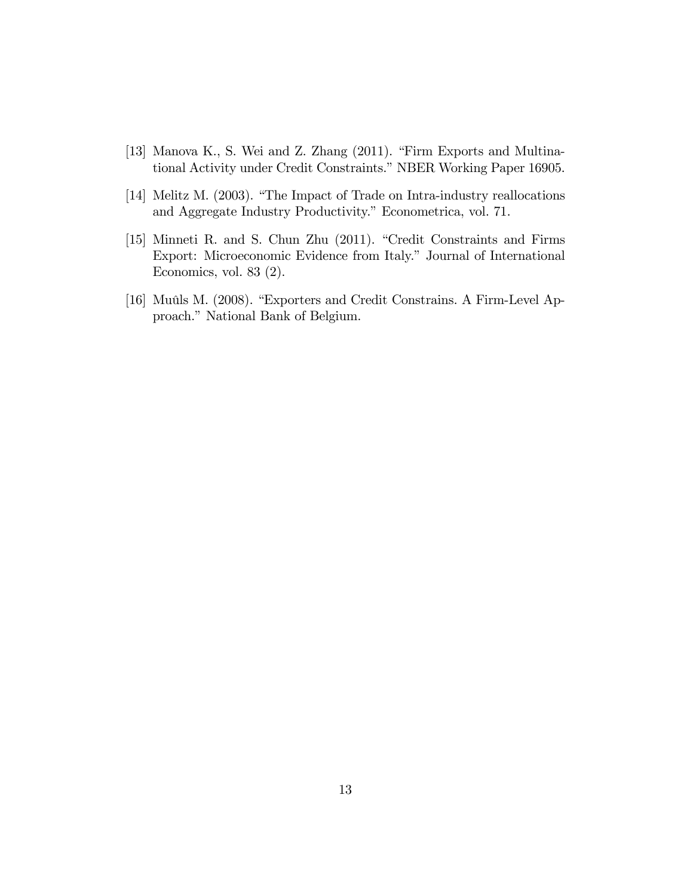[13] Manova K., S. Wei and Z. Zhang (2011). "Firm Exports and Multinational Activity under Credit Constraints." NBER Working Paper 16905.

[14] Melitz M. (2003). "The Impact of Trade on Intra-industry reallocations and Aggregate Industry Productivity." Econometrica, vol. 71.

[15] Minneti R. and S. Chun Zhu (2011). "Credit Constraints and Firms Export: Microeconomic Evidence from Italy." Journal of International Economics, vol. 83 (2).

[16] Muûls M. (2008). "Exporters and Credit Constrains. A Firm-Level Approach." National Bank of Belgium.